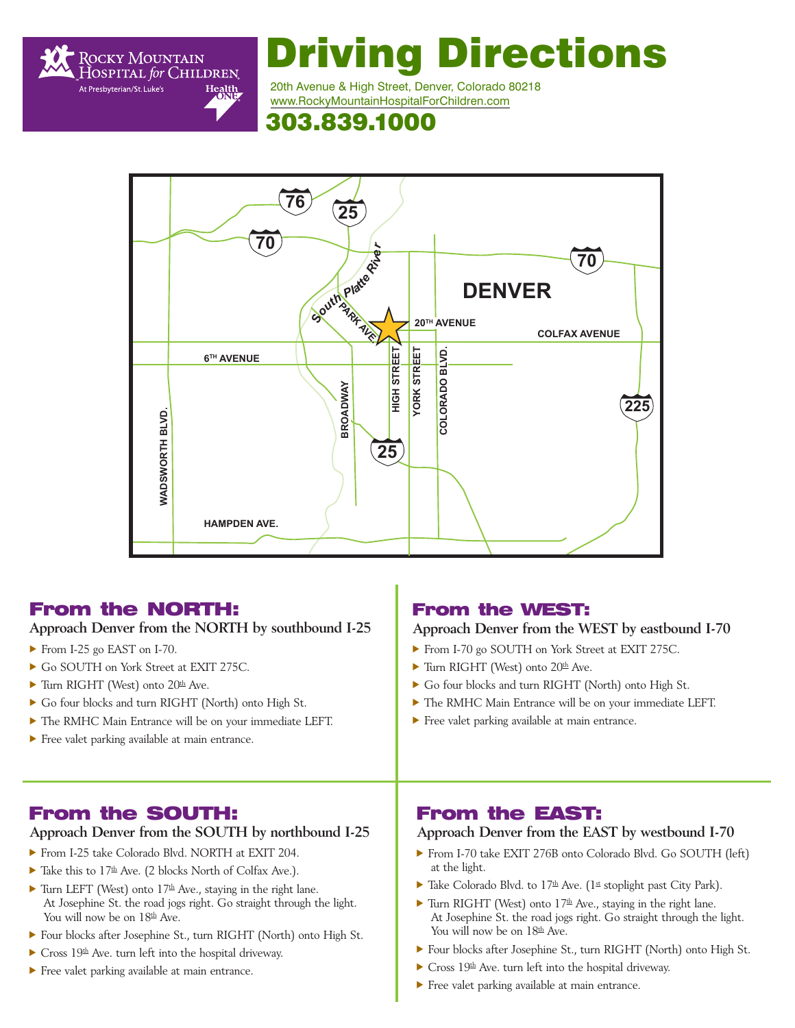Rocky Mountain Hospital for Children
At Presbyterian/St. Luke's
HealthONE

# Driving Directions

20th Avenue & High Street, Denver, Colorado 80218
www.RockyMountainHospitalForChildren.com

**303.839.1000**

## From the NORTH:

**Approach Denver from the NORTH by southbound I-25**

- From I-25 go EAST on I-70.
- Go SOUTH on York Street at EXIT 275C.
- Turn RIGHT (West) onto 20th Ave.
- Go four blocks and turn RIGHT (North) onto High St.
- The RMHC Main Entrance will be on your immediate LEFT.
- Free valet parking available at main entrance.

## From the WEST:

**Approach Denver from the WEST by eastbound I-70**

- From I-70 go SOUTH on York Street at EXIT 275C.
- Turn RIGHT (West) onto 20th Ave.
- Go four blocks and turn RIGHT (North) onto High St.
- The RMHC Main Entrance will be on your immediate LEFT.
- Free valet parking available at main entrance.

## From the SOUTH:

**Approach Denver from the SOUTH by northbound I-25**

- From I-25 take Colorado Blvd. NORTH at EXIT 204.
- Take this to 17th Ave. (2 blocks North of Colfax Ave.).
- Turn LEFT (West) onto 17th Ave., staying in the right lane. At Josephine St. the road jogs right. Go straight through the light. You will now be on 18th Ave.
- Four blocks after Josephine St., turn RIGHT (North) onto High St.
- Cross 19th Ave. turn left into the hospital driveway.
- Free valet parking available at main entrance.

## From the EAST:

**Approach Denver from the EAST by westbound I-70**

- From I-70 take EXIT 276B onto Colorado Blvd. Go SOUTH (left) at the light.
- Take Colorado Blvd. to 17th Ave. (1st stoplight past City Park).
- Turn RIGHT (West) onto 17th Ave., staying in the right lane. At Josephine St. the road jogs right. Go straight through the light. You will now be on 18th Ave.
- Four blocks after Josephine St., turn RIGHT (North) onto High St.
- Cross 19th Ave. turn left into the hospital driveway.
- Free valet parking available at main entrance.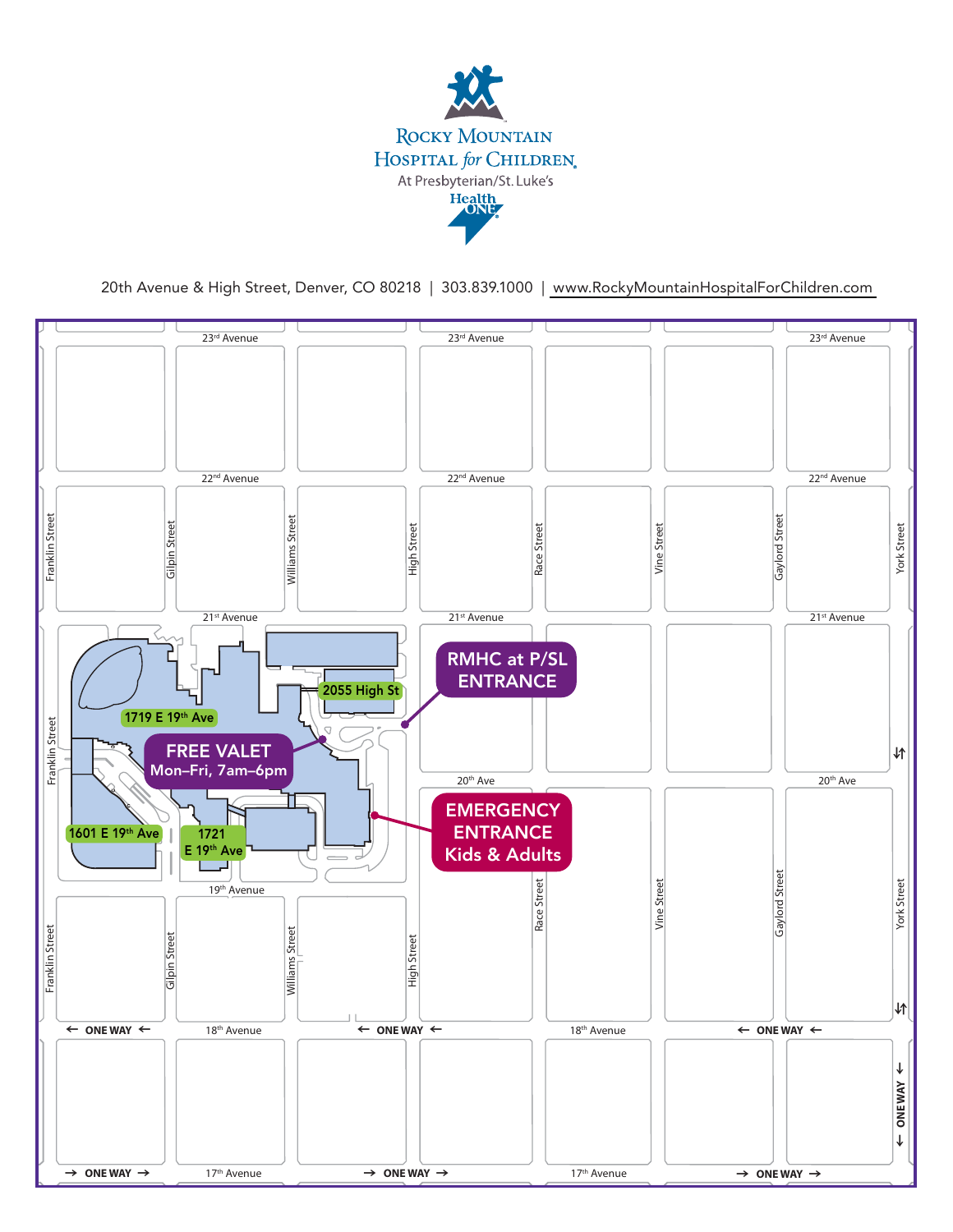# Rocky Mountain Hospital *for* Children

At Presbyterian/St. Luke's

HealthONE

20th Avenue & High Street, Denver, CO 80218 | 303.839.1000 | www.RockyMountainHospitalForChildren.com

23rd Avenue

22nd Avenue

21st Avenue

20th Ave

19th Avenue

18th Avenue

17th Avenue

Franklin Street

Gilpin Street

Williams Street

High Street

Race Street

Vine Street

Gaylord Street

York Street

ONE WAY

**RMHC at P/SL ENTRANCE**

**FREE VALET**
Mon–Fri, 7am–6pm

**EMERGENCY ENTRANCE**
Kids & Adults

2055 High St

1719 E 19th Ave

1601 E 19th Ave

1721 E 19th Ave